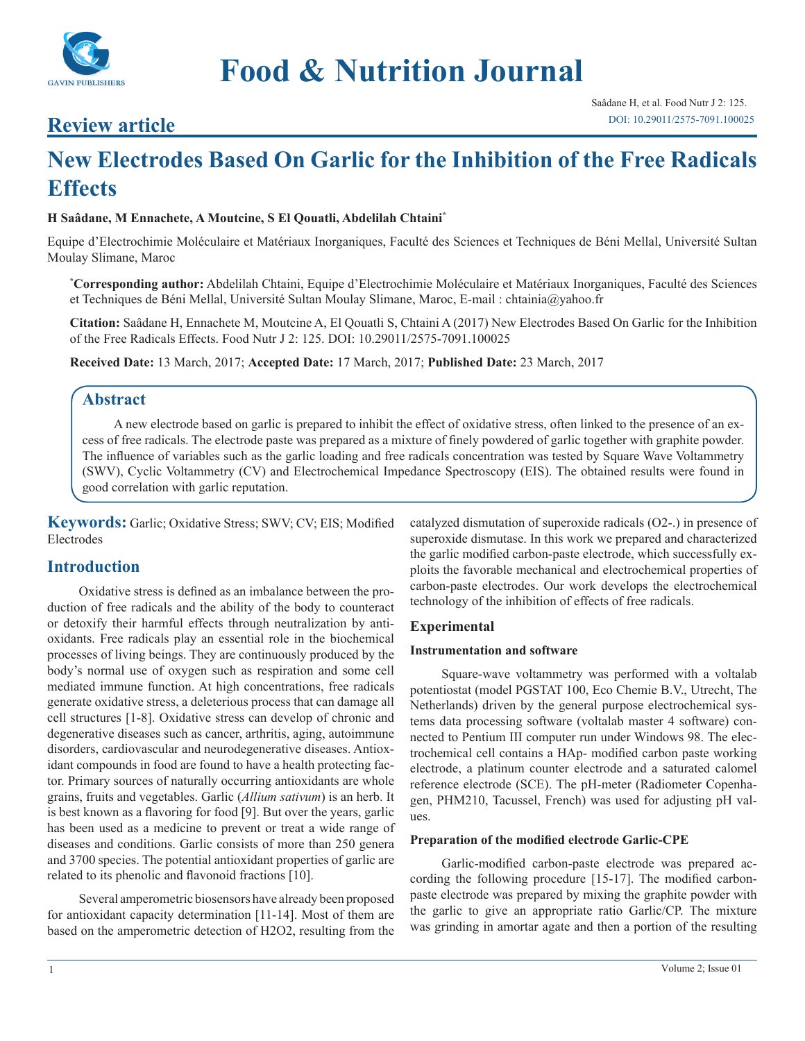# Food & Nutrition Journal

Saâdane H, et al. Food Nutr J 2: 125.
DOI: 10.29011/2575-7091.100025

## Review article

# New Electrodes Based On Garlic for the Inhibition of the Free Radicals Effects

**H Saâdane, M Ennachete, A Moutcine, S El Qouatli, Abdelilah Chtaini***

Equipe d'Electrochimie Moléculaire et Matériaux Inorganiques, Faculté des Sciences et Techniques de Béni Mellal, Université Sultan Moulay Slimane, Maroc

***Corresponding author:** Abdelilah Chtaini, Equipe d'Electrochimie Moléculaire et Matériaux Inorganiques, Faculté des Sciences et Techniques de Béni Mellal, Université Sultan Moulay Slimane, Maroc, E-mail : chtainia@yahoo.fr

**Citation:** Saâdane H, Ennachete M, Moutcine A, El Qouatli S, Chtaini A (2017) New Electrodes Based On Garlic for the Inhibition of the Free Radicals Effects. Food Nutr J 2: 125. DOI: 10.29011/2575-7091.100025

**Received Date:** 13 March, 2017; **Accepted Date:** 17 March, 2017; **Published Date:** 23 March, 2017

## Abstract

A new electrode based on garlic is prepared to inhibit the effect of oxidative stress, often linked to the presence of an excess of free radicals. The electrode paste was prepared as a mixture of finely powdered of garlic together with graphite powder. The influence of variables such as the garlic loading and free radicals concentration was tested by Square Wave Voltammetry (SWV), Cyclic Voltammetry (CV) and Electrochemical Impedance Spectroscopy (EIS). The obtained results were found in good correlation with garlic reputation.

**Keywords:** Garlic; Oxidative Stress; SWV; CV; EIS; Modified Electrodes

## Introduction

Oxidative stress is defined as an imbalance between the production of free radicals and the ability of the body to counteract or detoxify their harmful effects through neutralization by antioxidants. Free radicals play an essential role in the biochemical processes of living beings. They are continuously produced by the body's normal use of oxygen such as respiration and some cell mediated immune function. At high concentrations, free radicals generate oxidative stress, a deleterious process that can damage all cell structures [1-8]. Oxidative stress can develop of chronic and degenerative diseases such as cancer, arthritis, aging, autoimmune disorders, cardiovascular and neurodegenerative diseases. Antioxidant compounds in food are found to have a health protecting factor. Primary sources of naturally occurring antioxidants are whole grains, fruits and vegetables. Garlic (*Allium sativum*) is an herb. It is best known as a flavoring for food [9]. But over the years, garlic has been used as a medicine to prevent or treat a wide range of diseases and conditions. Garlic consists of more than 250 genera and 3700 species. The potential antioxidant properties of garlic are related to its phenolic and flavonoid fractions [10].

Several amperometric biosensors have already been proposed for antioxidant capacity determination [11-14]. Most of them are based on the amperometric detection of $H_2O_2$, resulting from the catalyzed dismutation of superoxide radicals ($O_2^{-}$.) in presence of superoxide dismutase. In this work we prepared and characterized the garlic modified carbon-paste electrode, which successfully exploits the favorable mechanical and electrochemical properties of carbon-paste electrodes. Our work develops the electrochemical technology of the inhibition of effects of free radicals.

## Experimental

### Instrumentation and software

Square-wave voltammetry was performed with a voltalab potentiostat (model PGSTAT 100, Eco Chemie B.V., Utrecht, The Netherlands) driven by the general purpose electrochemical systems data processing software (voltalab master 4 software) connected to Pentium III computer run under Windows 98. The electrochemical cell contains a HAp- modified carbon paste working electrode, a platinum counter electrode and a saturated calomel reference electrode (SCE). The pH-meter (Radiometer Copenhagen, PHM210, Tacussel, French) was used for adjusting pH values.

### Preparation of the modified electrode Garlic-CPE

Garlic-modified carbon-paste electrode was prepared according the following procedure [15-17]. The modified carbon-paste electrode was prepared by mixing the graphite powder with the garlic to give an appropriate ratio Garlic/CP. The mixture was grinding in amortar agate and then a portion of the resulting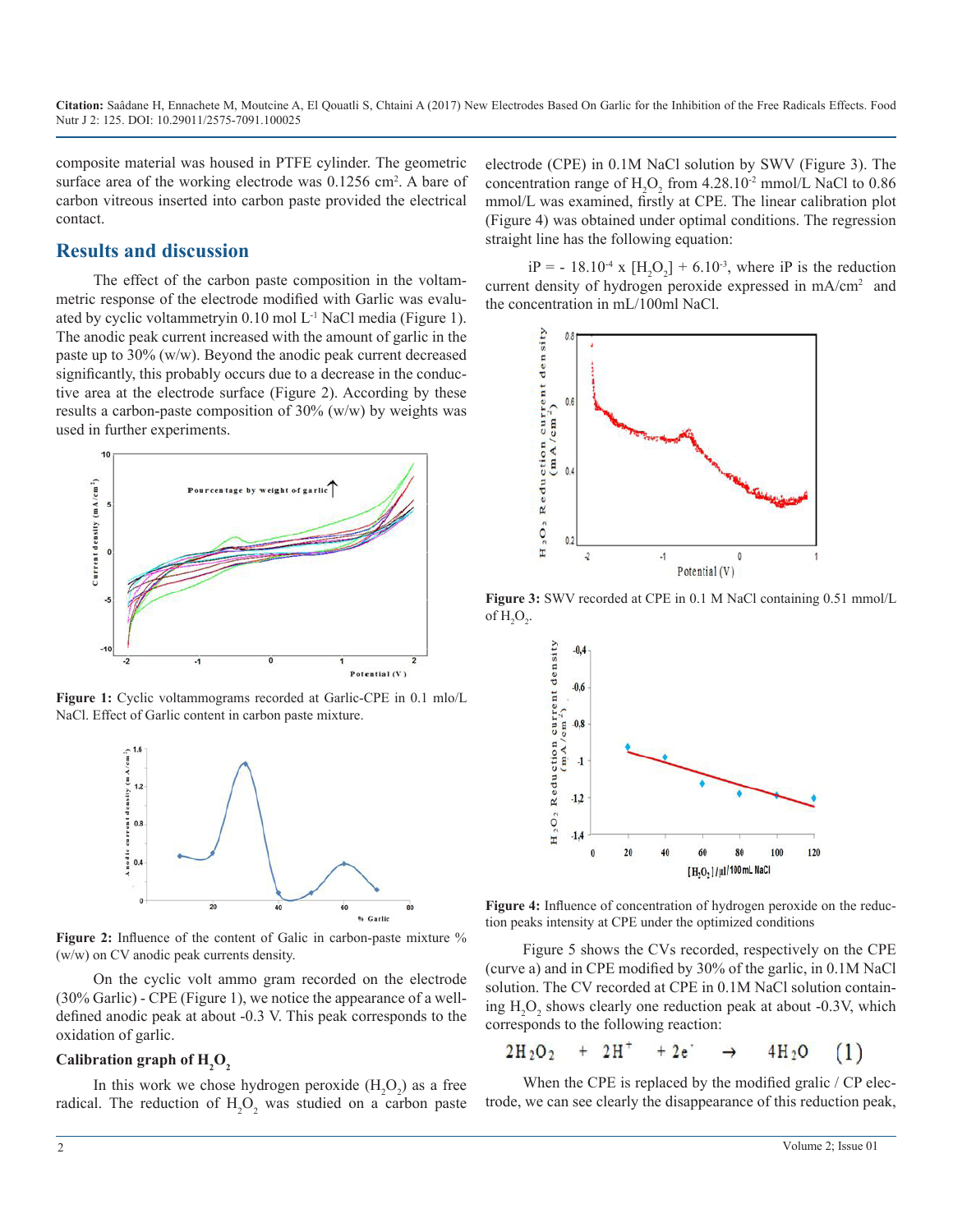composite material was housed in PTFE cylinder. The geometric surface area of the working electrode was 0.1256 $cm^2$. A bare of carbon vitreous inserted into carbon paste provided the electrical contact.

## Results and discussion

The effect of the carbon paste composition in the voltammetric response of the electrode modified with Garlic was evaluated by cyclic voltammetryin 0.10 mol $L^{-1}$ NaCl media (Figure 1). The anodic peak current increased with the amount of garlic in the paste up to 30% (w/w). Beyond the anodic peak current decreased significantly, this probably occurs due to a decrease in the conductive area at the electrode surface (Figure 2). According by these results a carbon-paste composition of 30% (w/w) by weights was used in further experiments.

**Figure 1:** Cyclic voltammograms recorded at Garlic-CPE in 0.1 mlo/L NaCl. Effect of Garlic content in carbon paste mixture.

**Figure 2:** Influence of the content of Galic in carbon-paste mixture % (w/w) on CV anodic peak currents density.

On the cyclic volt ammo gram recorded on the electrode (30% Garlic) - CPE (Figure 1), we notice the appearance of a well-defined anodic peak at about -0.3 V. This peak corresponds to the oxidation of garlic.

### Calibration graph of $H_2O_2$

In this work we chose hydrogen peroxide ($H_2O_2$) as a free radical. The reduction of $H_2O_2$ was studied on a carbon paste electrode (CPE) in 0.1M NaCl solution by SWV (Figure 3). The concentration range of $H_2O_2$ from $4.28.10^{-2}$ mmol/L NaCl to 0.86 mmol/L was examined, firstly at CPE. The linear calibration plot (Figure 4) was obtained under optimal conditions. The regression straight line has the following equation:

$iP = - 18.10^{-4} \times [H_2O_2] + 6.10^{-3}$, where iP is the reduction current density of hydrogen peroxide expressed in mA/$cm^2$ and the concentration in mL/100ml NaCl.

**Figure 3:** SWV recorded at CPE in 0.1 M NaCl containing 0.51 mmol/L of $H_2O_2$.

**Figure 4:** Influence of concentration of hydrogen peroxide on the reduction peaks intensity at CPE under the optimized conditions

Figure 5 shows the CVs recorded, respectively on the CPE (curve a) and in CPE modified by 30% of the garlic, in 0.1M NaCl solution. The CV recorded at CPE in 0.1M NaCl solution containing $H_2O_2$ shows clearly one reduction peak at about -0.3V, which corresponds to the following reaction:

$$2H_2O_2 \ + \ 2H^+ \ + 2e^- \ \rightarrow \ 4H_2O \quad (1)$$

When the CPE is replaced by the modified gralic / CP electrode, we can see clearly the disappearance of this reduction peak,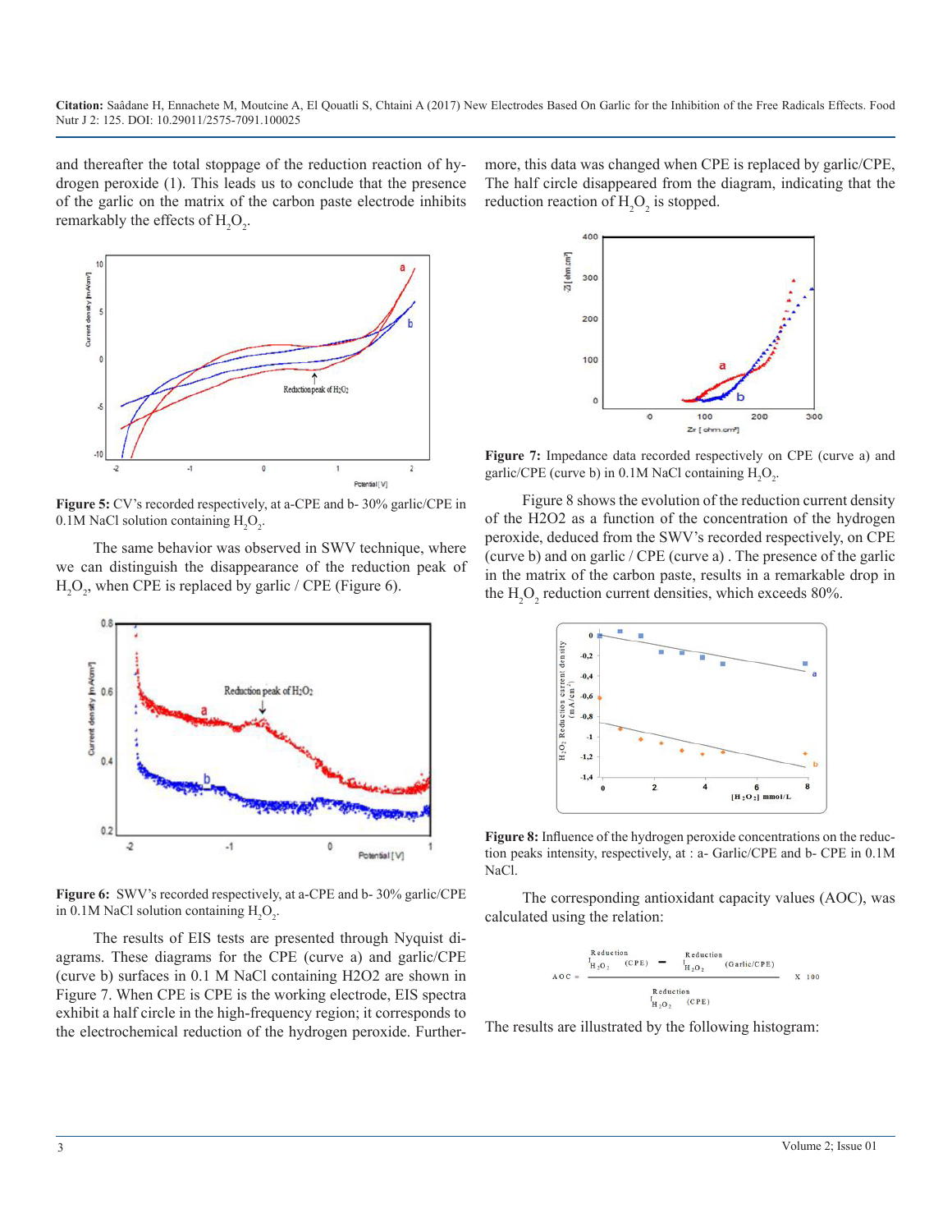and thereafter the total stoppage of the reduction reaction of hydrogen peroxide (1). This leads us to conclude that the presence of the garlic on the matrix of the carbon paste electrode inhibits remarkably the effects of $H_2O_2$.

**Figure 5:** CV's recorded respectively, at a-CPE and b- 30% garlic/CPE in 0.1M NaCl solution containing $H_2O_2$.

The same behavior was observed in SWV technique, where we can distinguish the disappearance of the reduction peak of $H_2O_2$, when CPE is replaced by garlic / CPE (Figure 6).

**Figure 6:** SWV's recorded respectively, at a-CPE and b- 30% garlic/CPE in 0.1M NaCl solution containing $H_2O_2$.

The results of EIS tests are presented through Nyquist diagrams. These diagrams for the CPE (curve a) and garlic/CPE (curve b) surfaces in 0.1 M NaCl containing H2O2 are shown in Figure 7. When CPE is CPE is the working electrode, EIS spectra exhibit a half circle in the high-frequency region; it corresponds to the electrochemical reduction of the hydrogen peroxide. Furthermore, this data was changed when CPE is replaced by garlic/CPE, The half circle disappeared from the diagram, indicating that the reduction reaction of $H_2O_2$ is stopped.

**Figure 7:** Impedance data recorded respectively on CPE (curve a) and garlic/CPE (curve b) in 0.1M NaCl containing $H_2O_2$.

Figure 8 shows the evolution of the reduction current density of the H2O2 as a function of the concentration of the hydrogen peroxide, deduced from the SWV's recorded respectively, on CPE (curve b) and on garlic / CPE (curve a) . The presence of the garlic in the matrix of the carbon paste, results in a remarkable drop in the $H_2O_2$ reduction current densities, which exceeds 80%.

**Figure 8:** Influence of the hydrogen peroxide concentrations on the reduction peaks intensity, respectively, at : a- Garlic/CPE and b- CPE in 0.1M NaCl.

The corresponding antioxidant capacity values (AOC), was calculated using the relation:

$$AOC = \frac{I^{Reduction}_{H_2O_2}(CPE) - I^{Reduction}_{H_2O_2}(Garlic/CPE)}{I^{Reduction}_{H_2O_2}(CPE)} \times 100$$

The results are illustrated by the following histogram: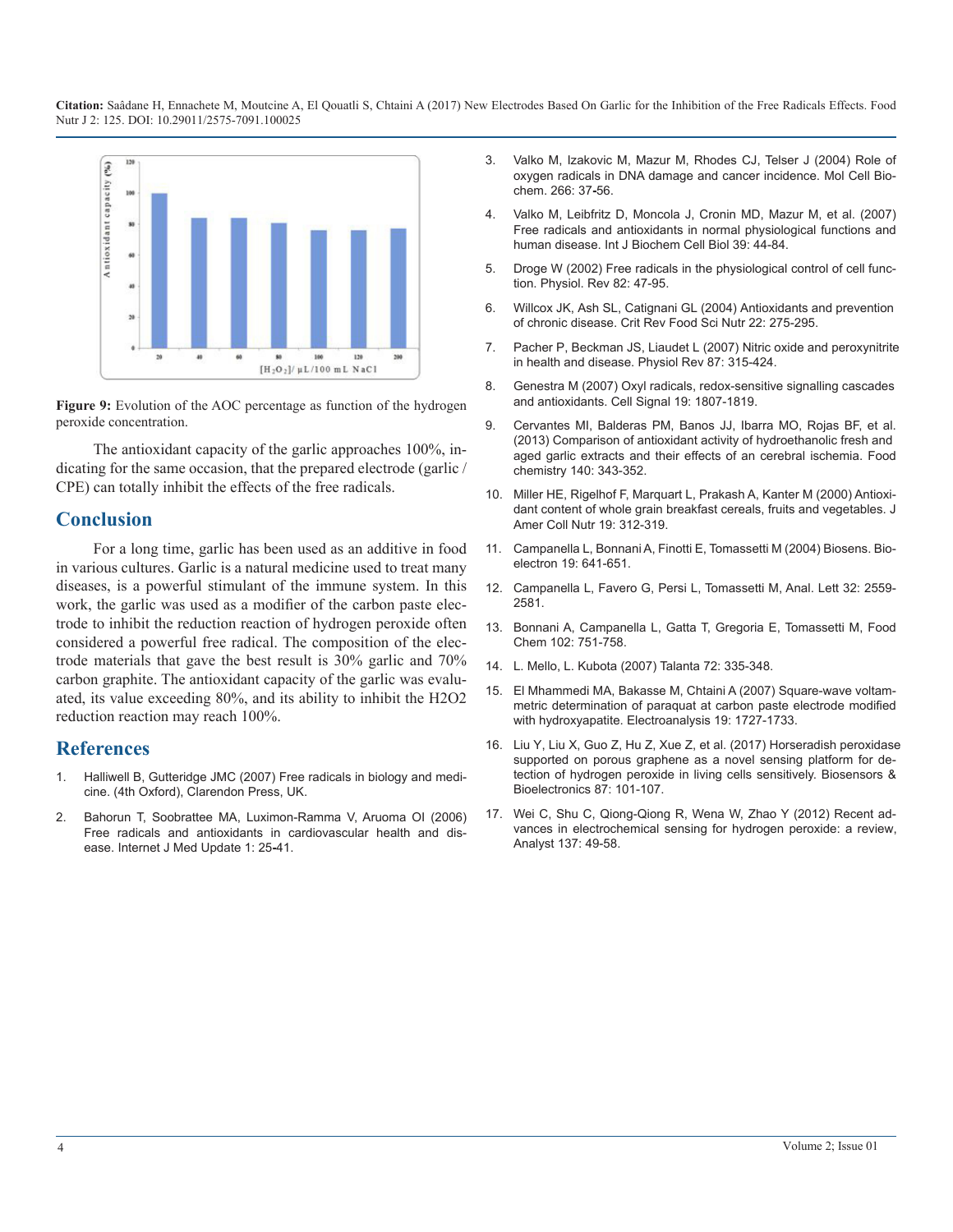Antioxidant capacity (%)

120

100

80

60

40

20

0

20 40 60 80 100 120 200

$[H_2O_2]$/ µL /100 mL NaCl

**Figure 9:** Evolution of the AOC percentage as function of the hydrogen peroxide concentration.

The antioxidant capacity of the garlic approaches 100%, indicating for the same occasion, that the prepared electrode (garlic / CPE) can totally inhibit the effects of the free radicals.

## Conclusion

For a long time, garlic has been used as an additive in food in various cultures. Garlic is a natural medicine used to treat many diseases, is a powerful stimulant of the immune system. In this work, the garlic was used as a modifier of the carbon paste electrode to inhibit the reduction reaction of hydrogen peroxide often considered a powerful free radical. The composition of the electrode materials that gave the best result is 30% garlic and 70% carbon graphite. The antioxidant capacity of the garlic was evaluated, its value exceeding 80%, and its ability to inhibit the H2O2 reduction reaction may reach 100%.

## References

1. Halliwell B, Gutteridge JMC (2007) Free radicals in biology and medicine. (4th Oxford), Clarendon Press, UK.
2. Bahorun T, Soobrattee MA, Luximon-Ramma V, Aruoma OI (2006) Free radicals and antioxidants in cardiovascular health and disease. Internet J Med Update 1: 25-41.
3. Valko M, Izakovic M, Mazur M, Rhodes CJ, Telser J (2004) Role of oxygen radicals in DNA damage and cancer incidence. Mol Cell Biochem. 266: 37-56.
4. Valko M, Leibfritz D, Moncola J, Cronin MD, Mazur M, et al. (2007) Free radicals and antioxidants in normal physiological functions and human disease. Int J Biochem Cell Biol 39: 44-84.
5. Droge W (2002) Free radicals in the physiological control of cell function. Physiol. Rev 82: 47-95.
6. Willcox JK, Ash SL, Catignani GL (2004) Antioxidants and prevention of chronic disease. Crit Rev Food Sci Nutr 22: 275-295.
7. Pacher P, Beckman JS, Liaudet L (2007) Nitric oxide and peroxynitrite in health and disease. Physiol Rev 87: 315-424.
8. Genestra M (2007) Oxyl radicals, redox-sensitive signalling cascades and antioxidants. Cell Signal 19: 1807-1819.
9. Cervantes MI, Balderas PM, Banos JJ, Ibarra MO, Rojas BF, et al. (2013) Comparison of antioxidant activity of hydroethanolic fresh and aged garlic extracts and their effects of an cerebral ischemia. Food chemistry 140: 343-352.
10. Miller HE, Rigelhof F, Marquart L, Prakash A, Kanter M (2000) Antioxidant content of whole grain breakfast cereals, fruits and vegetables. J Amer Coll Nutr 19: 312-319.
11. Campanella L, Bonnani A, Finotti E, Tomassetti M (2004) Biosens. Bioelectron 19: 641-651.
12. Campanella L, Favero G, Persi L, Tomassetti M, Anal. Lett 32: 2559-2581.
13. Bonnani A, Campanella L, Gatta T, Gregoria E, Tomassetti M, Food Chem 102: 751-758.
14. L. Mello, L. Kubota (2007) Talanta 72: 335-348.
15. El Mhammedi MA, Bakasse M, Chtaini A (2007) Square-wave voltammetric determination of paraquat at carbon paste electrode modified with hydroxyapatite. Electroanalysis 19: 1727-1733.
16. Liu Y, Liu X, Guo Z, Hu Z, Xue Z, et al. (2017) Horseradish peroxidase supported on porous graphene as a novel sensing platform for detection of hydrogen peroxide in living cells sensitively. Biosensors & Bioelectronics 87: 101-107.
17. Wei C, Shu C, Qiong-Qiong R, Wena W, Zhao Y (2012) Recent advances in electrochemical sensing for hydrogen peroxide: a review, Analyst 137: 49-58.